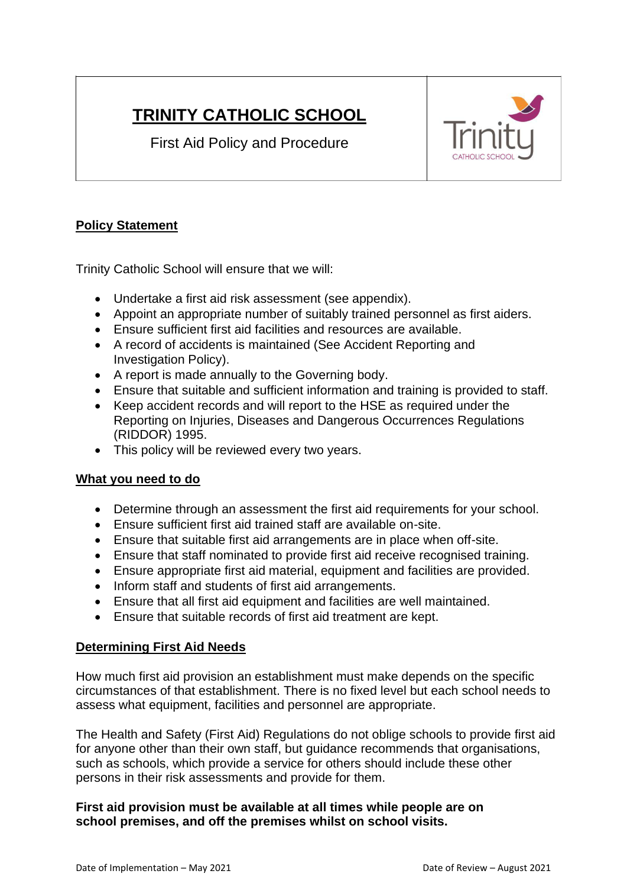# TRINITY CATHOLIC SCHOOL

First Aid Policy and Procedure

## Policy Statement

Trinity Catholic School will ensure that we will:

- Undertake a first aid risk assessment (see appendix).
- Appoint an appropriate number of suitably trained personnel as first aiders.
- Ensure sufficient first aid facilities and resources are available.
- A record of accidents is maintained (See Accident Reporting and Investigation Policy).
- A report is made annually to the Governing body.
- Ensure that suitable and sufficient information and training is provided to staff.
- Keep accident records and will report to the HSE as required under the Reporting on Injuries, Diseases and Dangerous Occurrences Regulations (RIDDOR) 1995.
- This policy will be reviewed every two years.

## What you need to do

- Determine through an assessment the first aid requirements for your school.
- Ensure sufficient first aid trained staff are available on-site.
- Ensure that suitable first aid arrangements are in place when off-site.
- Ensure that staff nominated to provide first aid receive recognised training.
- Ensure appropriate first aid material, equipment and facilities are provided.
- Inform staff and students of first aid arrangements.
- Ensure that all first aid equipment and facilities are well maintained.
- Ensure that suitable records of first aid treatment are kept.

## Determining First Aid Needs

How much first aid provision an establishment must make depends on the specific circumstances of that establishment. There is no fixed level but each school needs to assess what equipment, facilities and personnel are appropriate.

The Health and Safety (First Aid) Regulations do not oblige schools to provide first aid for anyone other than their own staff, but guidance recommends that organisations, such as schools, which provide a service for others should include these other persons in their risk assessments and provide for them.

**First aid provision must be available at all times while people are on school premises, and off the premises whilst on school visits.**

Date of Implementation – May 2021 Date of Review – August 2021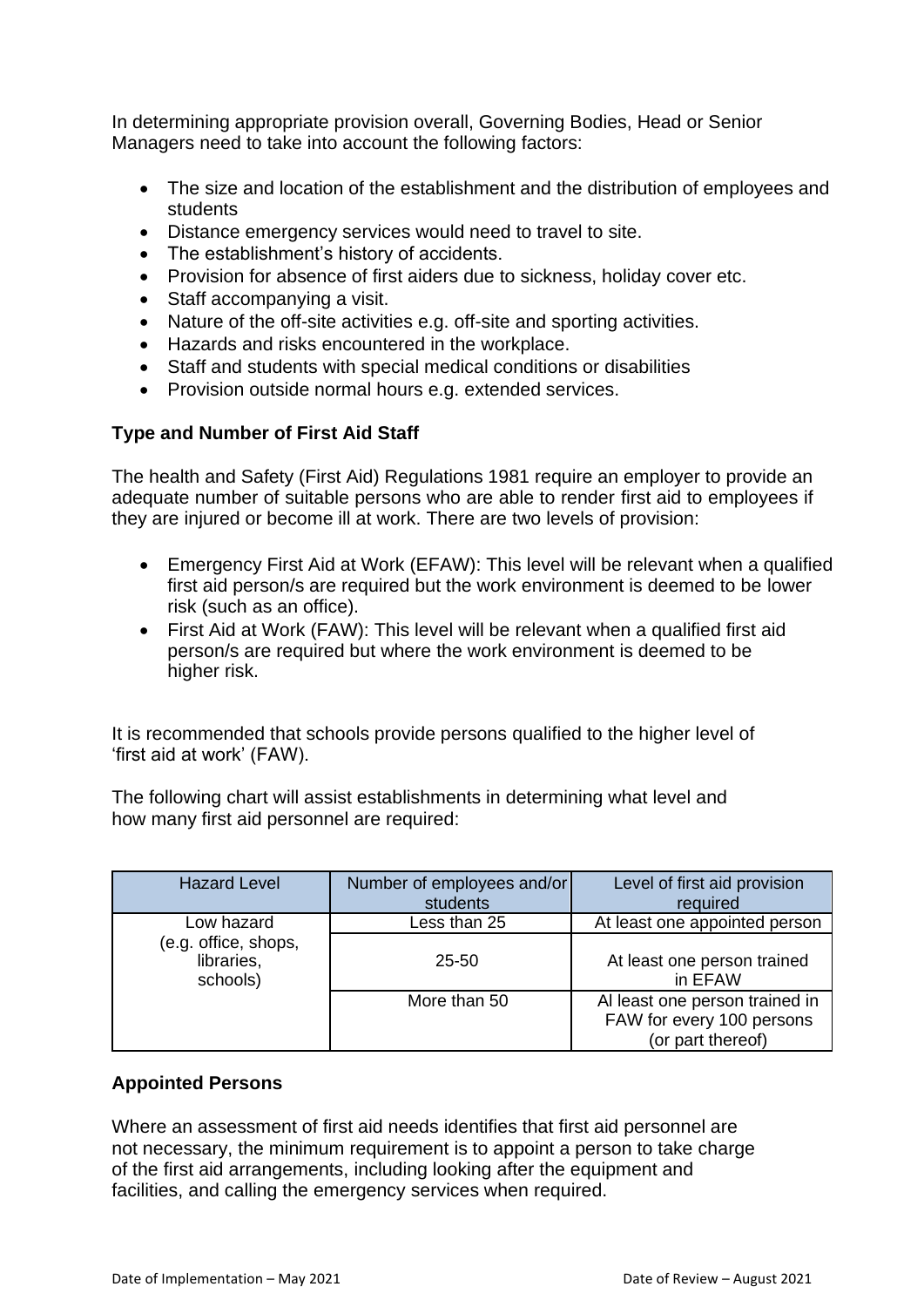In determining appropriate provision overall, Governing Bodies, Head or Senior Managers need to take into account the following factors:

- The size and location of the establishment and the distribution of employees and students
- Distance emergency services would need to travel to site.
- The establishment's history of accidents.
- Provision for absence of first aiders due to sickness, holiday cover etc.
- Staff accompanying a visit.
- Nature of the off-site activities e.g. off-site and sporting activities.
- Hazards and risks encountered in the workplace.
- Staff and students with special medical conditions or disabilities
- Provision outside normal hours e.g. extended services.

**Type and Number of First Aid Staff**

The health and Safety (First Aid) Regulations 1981 require an employer to provide an adequate number of suitable persons who are able to render first aid to employees if they are injured or become ill at work. There are two levels of provision:

- Emergency First Aid at Work (EFAW): This level will be relevant when a qualified first aid person/s are required but the work environment is deemed to be lower risk (such as an office).
- First Aid at Work (FAW): This level will be relevant when a qualified first aid person/s are required but where the work environment is deemed to be higher risk.

It is recommended that schools provide persons qualified to the higher level of 'first aid at work' (FAW).

The following chart will assist establishments in determining what level and how many first aid personnel are required:

| Hazard Level | Number of employees and/or students | Level of first aid provision required |
|---|---|---|
| Low hazard (e.g. office, shops, libraries, schools) | Less than 25 | At least one appointed person |
| | 25-50 | At least one person trained in EFAW |
| | More than 50 | Al least one person trained in FAW for every 100 persons (or part thereof) |

**Appointed Persons**

Where an assessment of first aid needs identifies that first aid personnel are not necessary, the minimum requirement is to appoint a person to take charge of the first aid arrangements, including looking after the equipment and facilities, and calling the emergency services when required.

Date of Implementation – May 2021 Date of Review – August 2021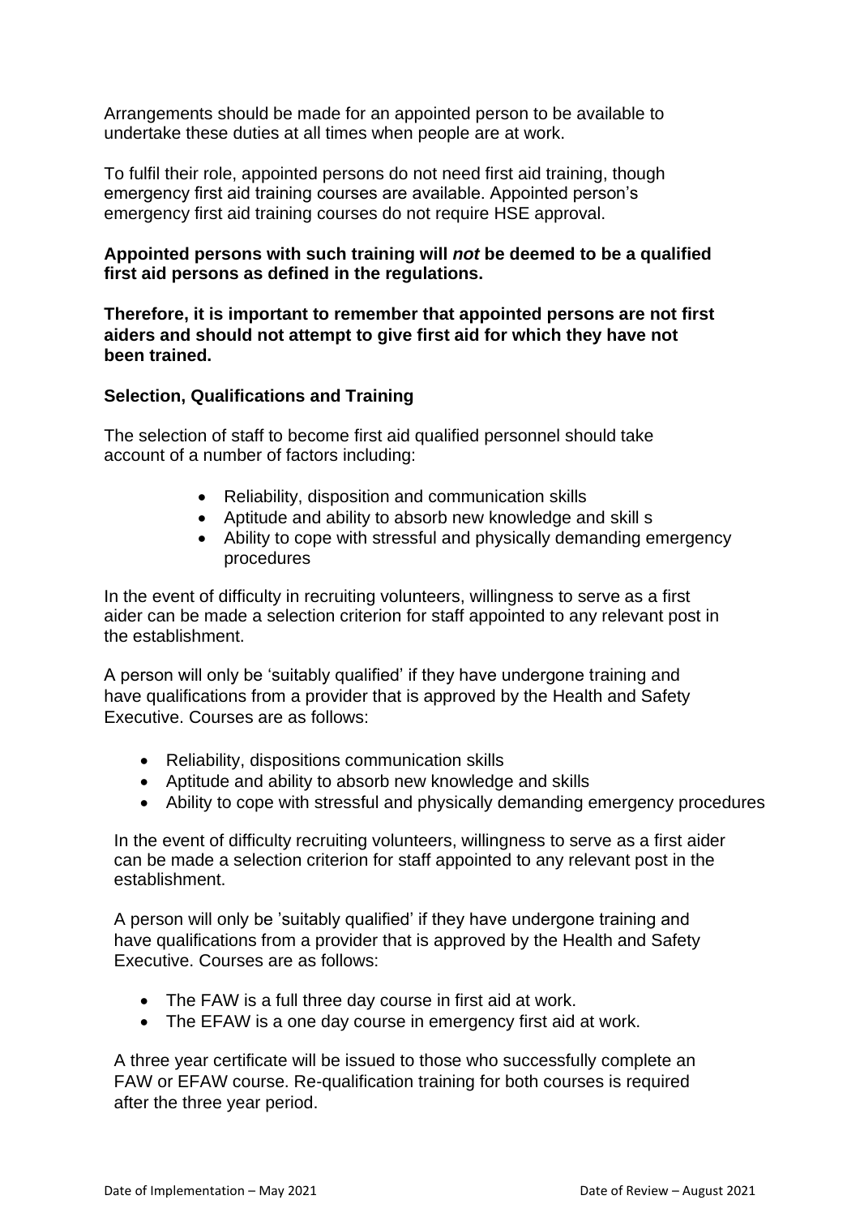Arrangements should be made for an appointed person to be available to undertake these duties at all times when people are at work.

To fulfil their role, appointed persons do not need first aid training, though emergency first aid training courses are available. Appointed person's emergency first aid training courses do not require HSE approval.

**Appointed persons with such training will *not* be deemed to be a qualified first aid persons as defined in the regulations.**

**Therefore, it is important to remember that appointed persons are not first aiders and should not attempt to give first aid for which they have not been trained.**

**Selection, Qualifications and Training**

The selection of staff to become first aid qualified personnel should take account of a number of factors including:

- Reliability, disposition and communication skills
- Aptitude and ability to absorb new knowledge and skill s
- Ability to cope with stressful and physically demanding emergency procedures

In the event of difficulty in recruiting volunteers, willingness to serve as a first aider can be made a selection criterion for staff appointed to any relevant post in the establishment.

A person will only be 'suitably qualified' if they have undergone training and have qualifications from a provider that is approved by the Health and Safety Executive. Courses are as follows:

- Reliability, dispositions communication skills
- Aptitude and ability to absorb new knowledge and skills
- Ability to cope with stressful and physically demanding emergency procedures

In the event of difficulty recruiting volunteers, willingness to serve as a first aider can be made a selection criterion for staff appointed to any relevant post in the establishment.

A person will only be 'suitably qualified' if they have undergone training and have qualifications from a provider that is approved by the Health and Safety Executive. Courses are as follows:

- The FAW is a full three day course in first aid at work.
- The EFAW is a one day course in emergency first aid at work.

A three year certificate will be issued to those who successfully complete an FAW or EFAW course. Re-qualification training for both courses is required after the three year period.

Date of Implementation – May 2021 Date of Review – August 2021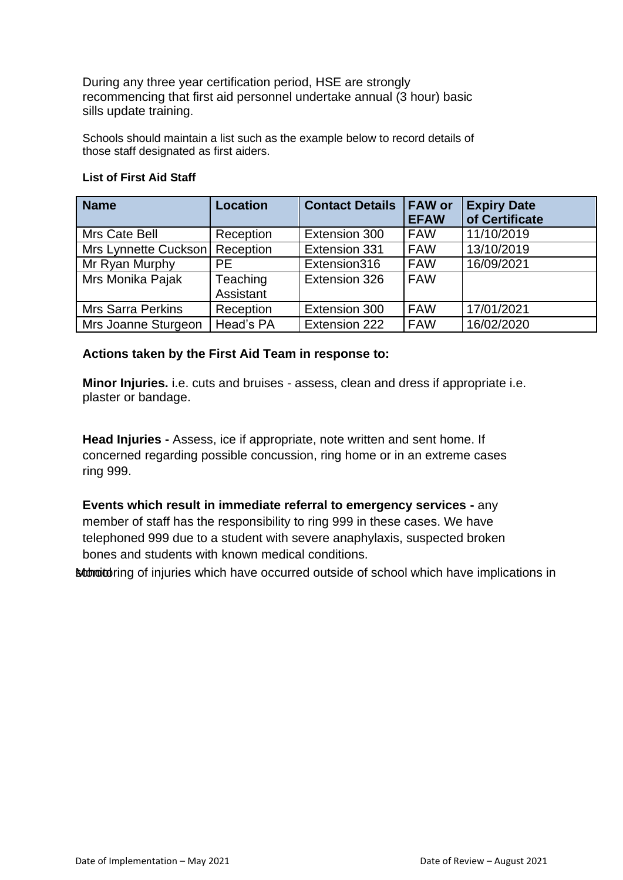During any three year certification period, HSE are strongly recommencing that first aid personnel undertake annual (3 hour) basic sills update training.

Schools should maintain a list such as the example below to record details of those staff designated as first aiders.

**List of First Aid Staff**

| Name | Location | Contact Details | FAW or EFAW | Expiry Date of Certificate |
|---|---|---|---|---|
| Mrs Cate Bell | Reception | Extension 300 | FAW | 11/10/2019 |
| Mrs Lynnette Cuckson | Reception | Extension 331 | FAW | 13/10/2019 |
| Mr Ryan Murphy | PE | Extension316 | FAW | 16/09/2021 |
| Mrs Monika Pajak | Teaching Assistant | Extension 326 | FAW | |
| Mrs Sarra Perkins | Reception | Extension 300 | FAW | 17/01/2021 |
| Mrs Joanne Sturgeon | Head's PA | Extension 222 | FAW | 16/02/2020 |

**Actions taken by the First Aid Team in response to:**

**Minor Injuries.** i.e. cuts and bruises - assess, clean and dress if appropriate i.e. plaster or bandage.

**Head Injuries -** Assess, ice if appropriate, note written and sent home. If concerned regarding possible concussion, ring home or in an extreme cases ring 999.

**Events which result in immediate referral to emergency services -** any member of staff has the responsibility to ring 999 in these cases. We have telephoned 999 due to a student with severe anaphylaxis, suspected broken bones and students with known medical conditions.

Monitoring of injuries which have occurred outside of school which have implications in school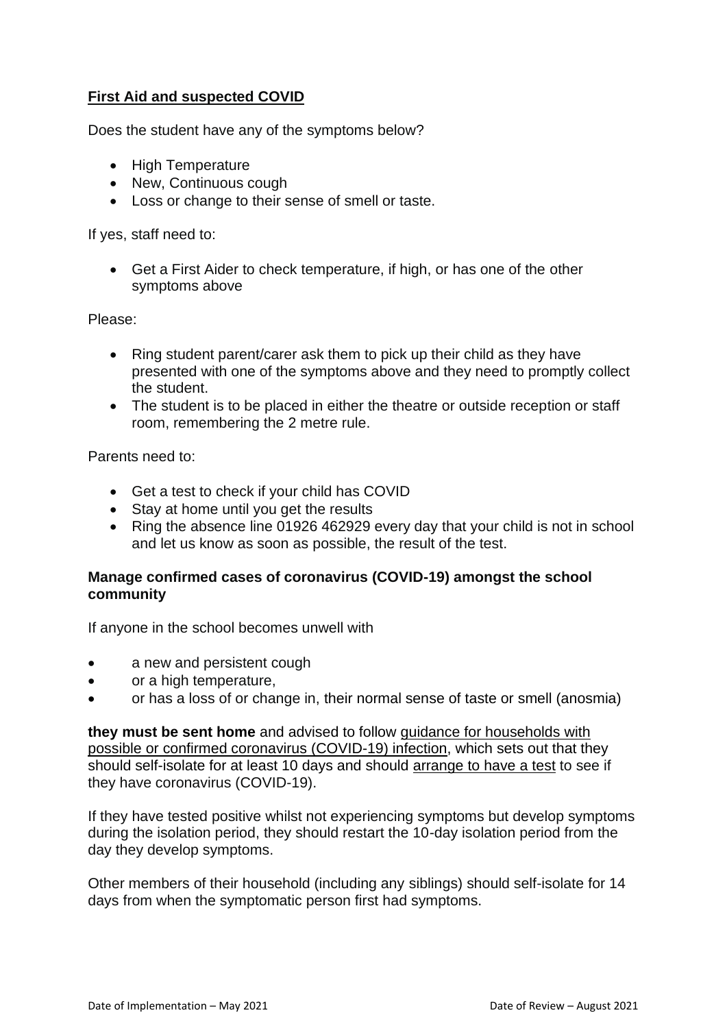**First Aid and suspected COVID**

Does the student have any of the symptoms below?

- High Temperature
- New, Continuous cough
- Loss or change to their sense of smell or taste.

If yes, staff need to:

- Get a First Aider to check temperature, if high, or has one of the other symptoms above

Please:

- Ring student parent/carer ask them to pick up their child as they have presented with one of the symptoms above and they need to promptly collect the student.
- The student is to be placed in either the theatre or outside reception or staff room, remembering the 2 metre rule.

Parents need to:

- Get a test to check if your child has COVID
- Stay at home until you get the results
- Ring the absence line 01926 462929 every day that your child is not in school and let us know as soon as possible, the result of the test.

**Manage confirmed cases of coronavirus (COVID-19) amongst the school community**

If anyone in the school becomes unwell with

- a new and persistent cough
- or a high temperature,
- or has a loss of or change in, their normal sense of taste or smell (anosmia)

**they must be sent home** and advised to follow guidance for households with possible or confirmed coronavirus (COVID-19) infection, which sets out that they should self-isolate for at least 10 days and should arrange to have a test to see if they have coronavirus (COVID-19).

If they have tested positive whilst not experiencing symptoms but develop symptoms during the isolation period, they should restart the 10-day isolation period from the day they develop symptoms.

Other members of their household (including any siblings) should self-isolate for 14 days from when the symptomatic person first had symptoms.

Date of Implementation – May 2021 Date of Review – August 2021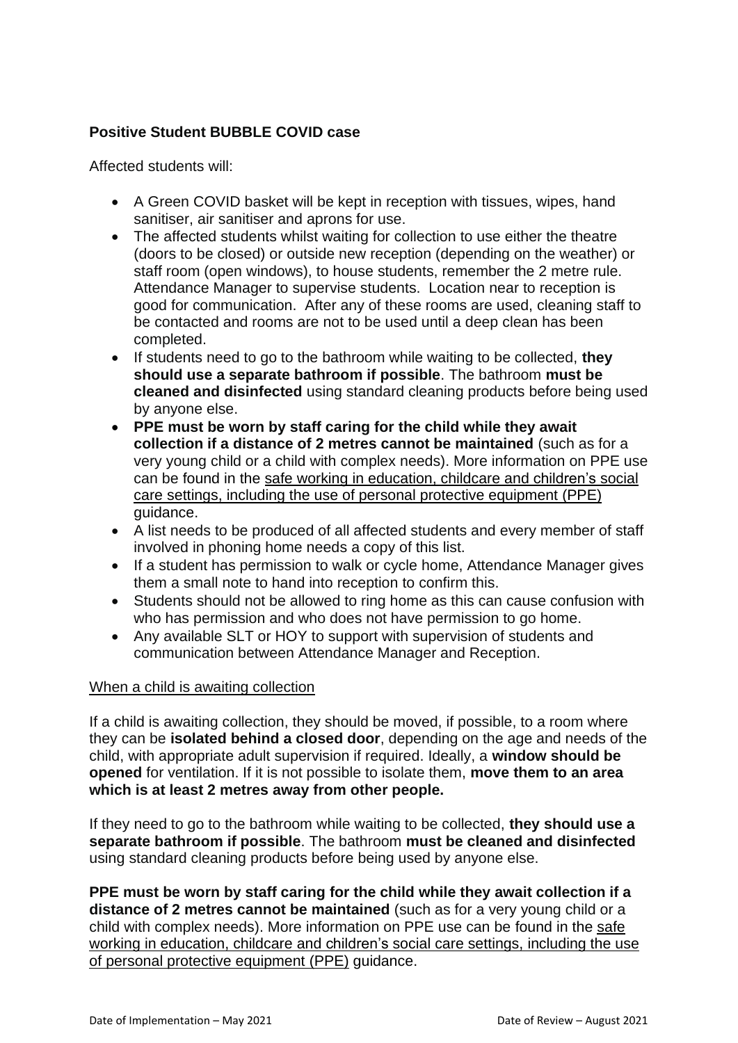**Positive Student BUBBLE COVID case**

Affected students will:

- A Green COVID basket will be kept in reception with tissues, wipes, hand sanitiser, air sanitiser and aprons for use.
- The affected students whilst waiting for collection to use either the theatre (doors to be closed) or outside new reception (depending on the weather) or staff room (open windows), to house students, remember the 2 metre rule. Attendance Manager to supervise students. Location near to reception is good for communication. After any of these rooms are used, cleaning staff to be contacted and rooms are not to be used until a deep clean has been completed.
- If students need to go to the bathroom while waiting to be collected, **they should use a separate bathroom if possible**. The bathroom **must be cleaned and disinfected** using standard cleaning products before being used by anyone else.
- **PPE must be worn by staff caring for the child while they await collection if a distance of 2 metres cannot be maintained** (such as for a very young child or a child with complex needs). More information on PPE use can be found in the safe working in education, childcare and children's social care settings, including the use of personal protective equipment (PPE) guidance.
- A list needs to be produced of all affected students and every member of staff involved in phoning home needs a copy of this list.
- If a student has permission to walk or cycle home, Attendance Manager gives them a small note to hand into reception to confirm this.
- Students should not be allowed to ring home as this can cause confusion with who has permission and who does not have permission to go home.
- Any available SLT or HOY to support with supervision of students and communication between Attendance Manager and Reception.

When a child is awaiting collection

If a child is awaiting collection, they should be moved, if possible, to a room where they can be **isolated behind a closed door**, depending on the age and needs of the child, with appropriate adult supervision if required. Ideally, a **window should be opened** for ventilation. If it is not possible to isolate them, **move them to an area which is at least 2 metres away from other people.**

If they need to go to the bathroom while waiting to be collected, **they should use a separate bathroom if possible**. The bathroom **must be cleaned and disinfected** using standard cleaning products before being used by anyone else.

**PPE must be worn by staff caring for the child while they await collection if a distance of 2 metres cannot be maintained** (such as for a very young child or a child with complex needs). More information on PPE use can be found in the safe working in education, childcare and children's social care settings, including the use of personal protective equipment (PPE) guidance.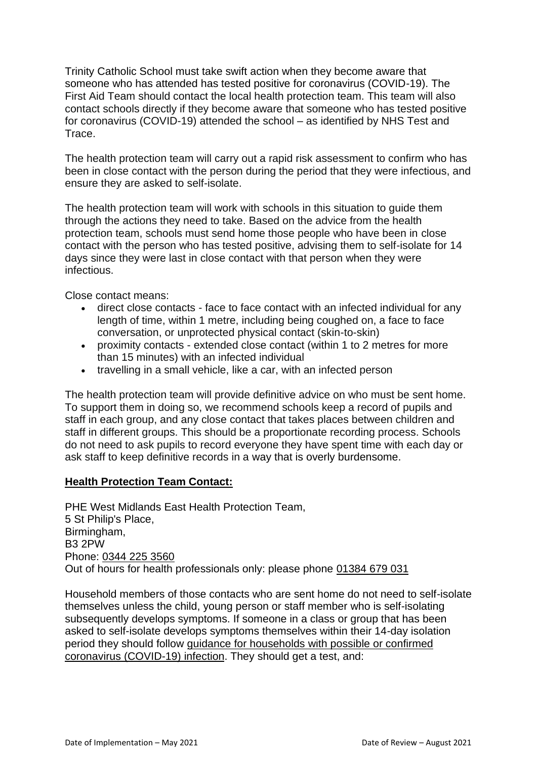Trinity Catholic School must take swift action when they become aware that someone who has attended has tested positive for coronavirus (COVID-19). The First Aid Team should contact the local health protection team. This team will also contact schools directly if they become aware that someone who has tested positive for coronavirus (COVID-19) attended the school – as identified by NHS Test and Trace.

The health protection team will carry out a rapid risk assessment to confirm who has been in close contact with the person during the period that they were infectious, and ensure they are asked to self-isolate.

The health protection team will work with schools in this situation to guide them through the actions they need to take. Based on the advice from the health protection team, schools must send home those people who have been in close contact with the person who has tested positive, advising them to self-isolate for 14 days since they were last in close contact with that person when they were infectious.

Close contact means:

- direct close contacts - face to face contact with an infected individual for any length of time, within 1 metre, including being coughed on, a face to face conversation, or unprotected physical contact (skin-to-skin)
- proximity contacts - extended close contact (within 1 to 2 metres for more than 15 minutes) with an infected individual
- travelling in a small vehicle, like a car, with an infected person

The health protection team will provide definitive advice on who must be sent home. To support them in doing so, we recommend schools keep a record of pupils and staff in each group, and any close contact that takes places between children and staff in different groups. This should be a proportionate recording process. Schools do not need to ask pupils to record everyone they have spent time with each day or ask staff to keep definitive records in a way that is overly burdensome.

**Health Protection Team Contact:**

PHE West Midlands East Health Protection Team,
5 St Philip's Place,
Birmingham,
B3 2PW
Phone: 0344 225 3560
Out of hours for health professionals only: please phone 01384 679 031

Household members of those contacts who are sent home do not need to self-isolate themselves unless the child, young person or staff member who is self-isolating subsequently develops symptoms. If someone in a class or group that has been asked to self-isolate develops symptoms themselves within their 14-day isolation period they should follow guidance for households with possible or confirmed coronavirus (COVID-19) infection. They should get a test, and: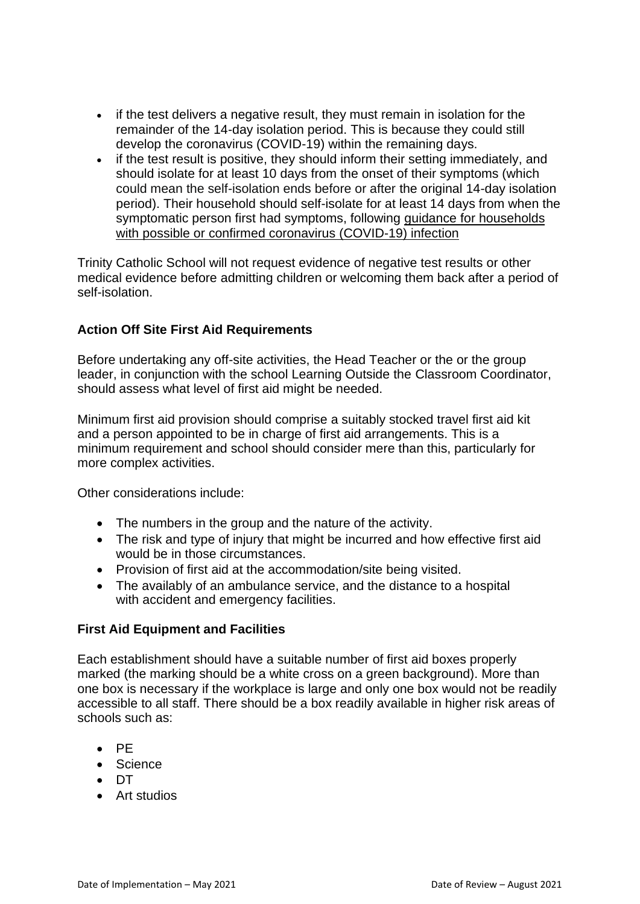- if the test delivers a negative result, they must remain in isolation for the remainder of the 14-day isolation period. This is because they could still develop the coronavirus (COVID-19) within the remaining days.
- if the test result is positive, they should inform their setting immediately, and should isolate for at least 10 days from the onset of their symptoms (which could mean the self-isolation ends before or after the original 14-day isolation period). Their household should self-isolate for at least 14 days from when the symptomatic person first had symptoms, following guidance for households with possible or confirmed coronavirus (COVID-19) infection

Trinity Catholic School will not request evidence of negative test results or other medical evidence before admitting children or welcoming them back after a period of self-isolation.

**Action Off Site First Aid Requirements**

Before undertaking any off-site activities, the Head Teacher or the or the group leader, in conjunction with the school Learning Outside the Classroom Coordinator, should assess what level of first aid might be needed.

Minimum first aid provision should comprise a suitably stocked travel first aid kit and a person appointed to be in charge of first aid arrangements. This is a minimum requirement and school should consider mere than this, particularly for more complex activities.

Other considerations include:

- The numbers in the group and the nature of the activity.
- The risk and type of injury that might be incurred and how effective first aid would be in those circumstances.
- Provision of first aid at the accommodation/site being visited.
- The availably of an ambulance service, and the distance to a hospital with accident and emergency facilities.

**First Aid Equipment and Facilities**

Each establishment should have a suitable number of first aid boxes properly marked (the marking should be a white cross on a green background). More than one box is necessary if the workplace is large and only one box would not be readily accessible to all staff. There should be a box readily available in higher risk areas of schools such as:

- PE
- Science
- DT
- Art studios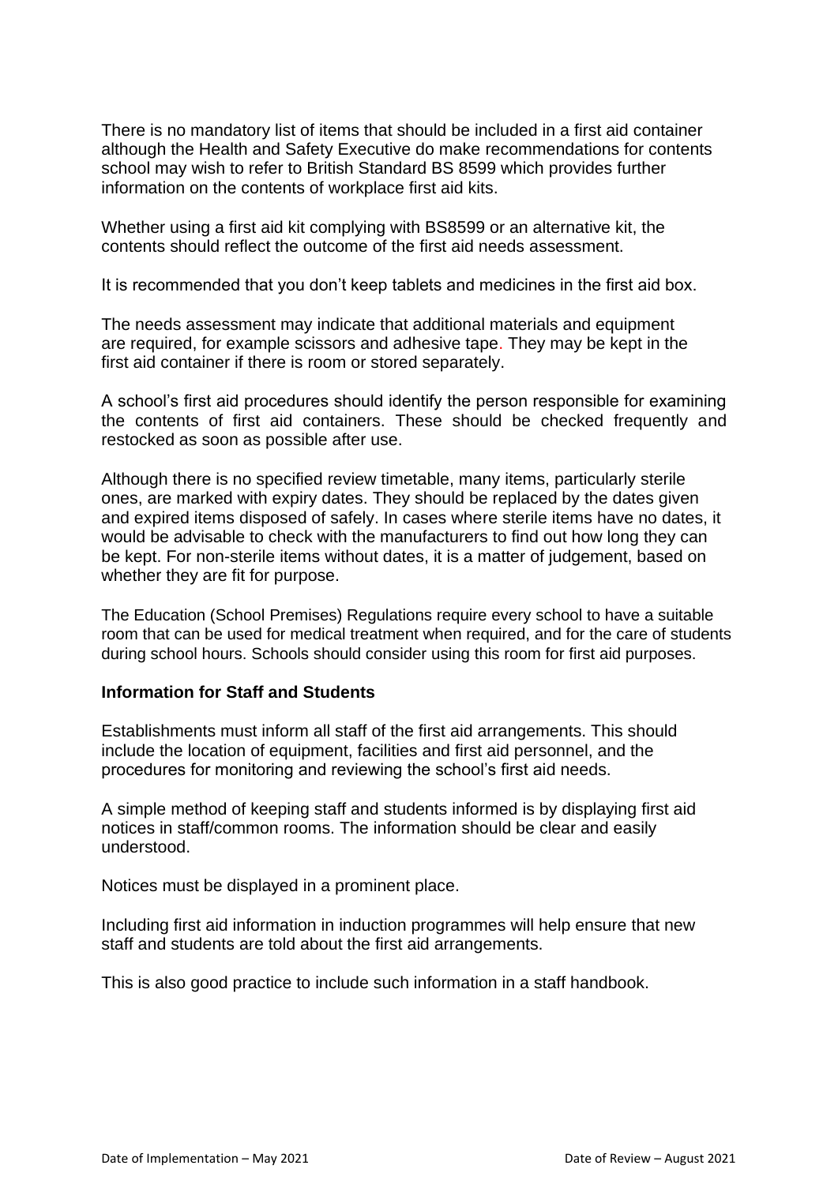There is no mandatory list of items that should be included in a first aid container although the Health and Safety Executive do make recommendations for contents school may wish to refer to British Standard BS 8599 which provides further information on the contents of workplace first aid kits.

Whether using a first aid kit complying with BS8599 or an alternative kit, the contents should reflect the outcome of the first aid needs assessment.

It is recommended that you don't keep tablets and medicines in the first aid box.

The needs assessment may indicate that additional materials and equipment are required, for example scissors and adhesive tape. They may be kept in the first aid container if there is room or stored separately.

A school's first aid procedures should identify the person responsible for examining the contents of first aid containers. These should be checked frequently and restocked as soon as possible after use.

Although there is no specified review timetable, many items, particularly sterile ones, are marked with expiry dates. They should be replaced by the dates given and expired items disposed of safely. In cases where sterile items have no dates, it would be advisable to check with the manufacturers to find out how long they can be kept. For non-sterile items without dates, it is a matter of judgement, based on whether they are fit for purpose.

The Education (School Premises) Regulations require every school to have a suitable room that can be used for medical treatment when required, and for the care of students during school hours. Schools should consider using this room for first aid purposes.

**Information for Staff and Students**

Establishments must inform all staff of the first aid arrangements. This should include the location of equipment, facilities and first aid personnel, and the procedures for monitoring and reviewing the school's first aid needs.

A simple method of keeping staff and students informed is by displaying first aid notices in staff/common rooms. The information should be clear and easily understood.

Notices must be displayed in a prominent place.

Including first aid information in induction programmes will help ensure that new staff and students are told about the first aid arrangements.

This is also good practice to include such information in a staff handbook.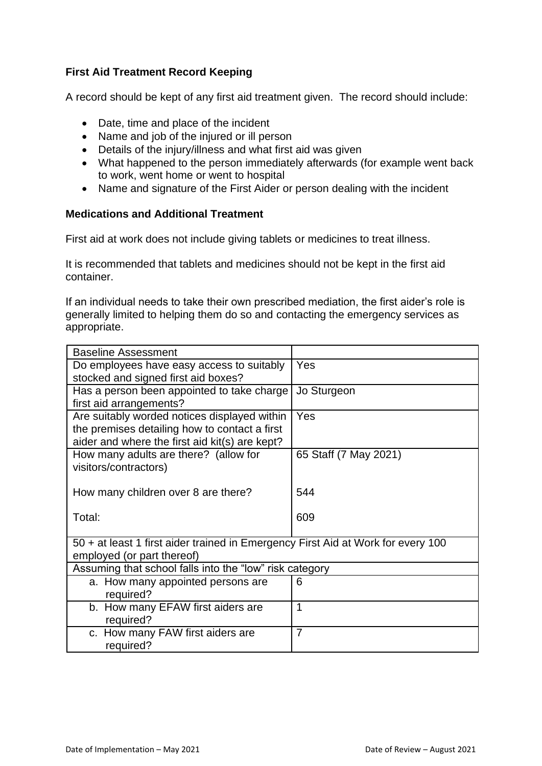**First Aid Treatment Record Keeping**

A record should be kept of any first aid treatment given. The record should include:

- Date, time and place of the incident
- Name and job of the injured or ill person
- Details of the injury/illness and what first aid was given
- What happened to the person immediately afterwards (for example went back to work, went home or went to hospital
- Name and signature of the First Aider or person dealing with the incident

**Medications and Additional Treatment**

First aid at work does not include giving tablets or medicines to treat illness.

It is recommended that tablets and medicines should not be kept in the first aid container.

If an individual needs to take their own prescribed mediation, the first aider's role is generally limited to helping them do so and contacting the emergency services as appropriate.

| Baseline Assessment | |
|---|---|
| Do employees have easy access to suitably stocked and signed first aid boxes? | Yes |
| Has a person been appointed to take charge first aid arrangements? | Jo Sturgeon |
| Are suitably worded notices displayed within the premises detailing how to contact a first aider and where the first aid kit(s) are kept? | Yes |
| How many adults are there? (allow for visitors/contractors)<br><br>How many children over 8 are there?<br><br>Total: | 65 Staff (7 May 2021)<br><br>544<br><br>609 |
| 50 + at least 1 first aider trained in Emergency First Aid at Work for every 100 employed (or part thereof) | |
| Assuming that school falls into the "low" risk category | |
| a. How many appointed persons are required? | 6 |
| b. How many EFAW first aiders are required? | 1 |
| c. How many FAW first aiders are required? | 7 |

Date of Implementation – May 2021 Date of Review – August 2021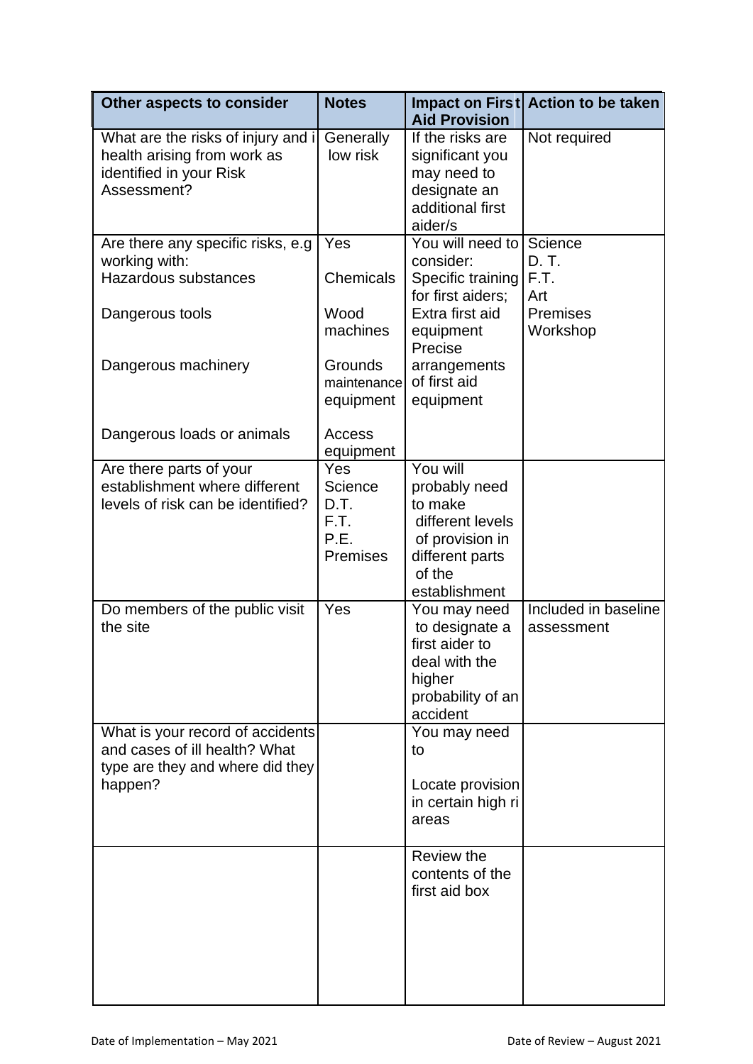| Other aspects to consider | Notes | Impact on First Aid Provision | Action to be taken |
|---|---|---|---|
| What are the risks of injury and ill health arising from work as identified in your Risk Assessment? | Generally low risk | If the risks are significant you may need to designate an additional first aider/s | Not required |
| Are there any specific risks, e.g working with:<br>Hazardous substances<br><br>Dangerous tools<br><br>Dangerous machinery<br><br>Dangerous loads or animals | Yes<br><br>Chemicals<br><br>Wood machines<br><br>Grounds maintenance equipment<br><br>Access equipment | You will need to consider:<br>Specific training for first aiders;<br>Extra first aid equipment<br>Precise arrangements of first aid equipment | Science<br>D. T.<br>F.T.<br>Art<br>Premises<br>Workshop |
| Are there parts of your establishment where different levels of risk can be identified? | Yes<br>Science<br>D.T.<br>F.T.<br>P.E.<br>Premises | You will probably need to make different levels of provision in different parts of the establishment | |
| Do members of the public visit the site | Yes | You may need to designate a first aider to deal with the higher probability of an accident | Included in baseline assessment |
| What is your record of accidents and cases of ill health? What type are they and where did they happen? | | You may need to<br><br>Locate provision in certain high ri areas | |
| | | Review the contents of the first aid box | |

Date of Implementation – May 2021 Date of Review – August 2021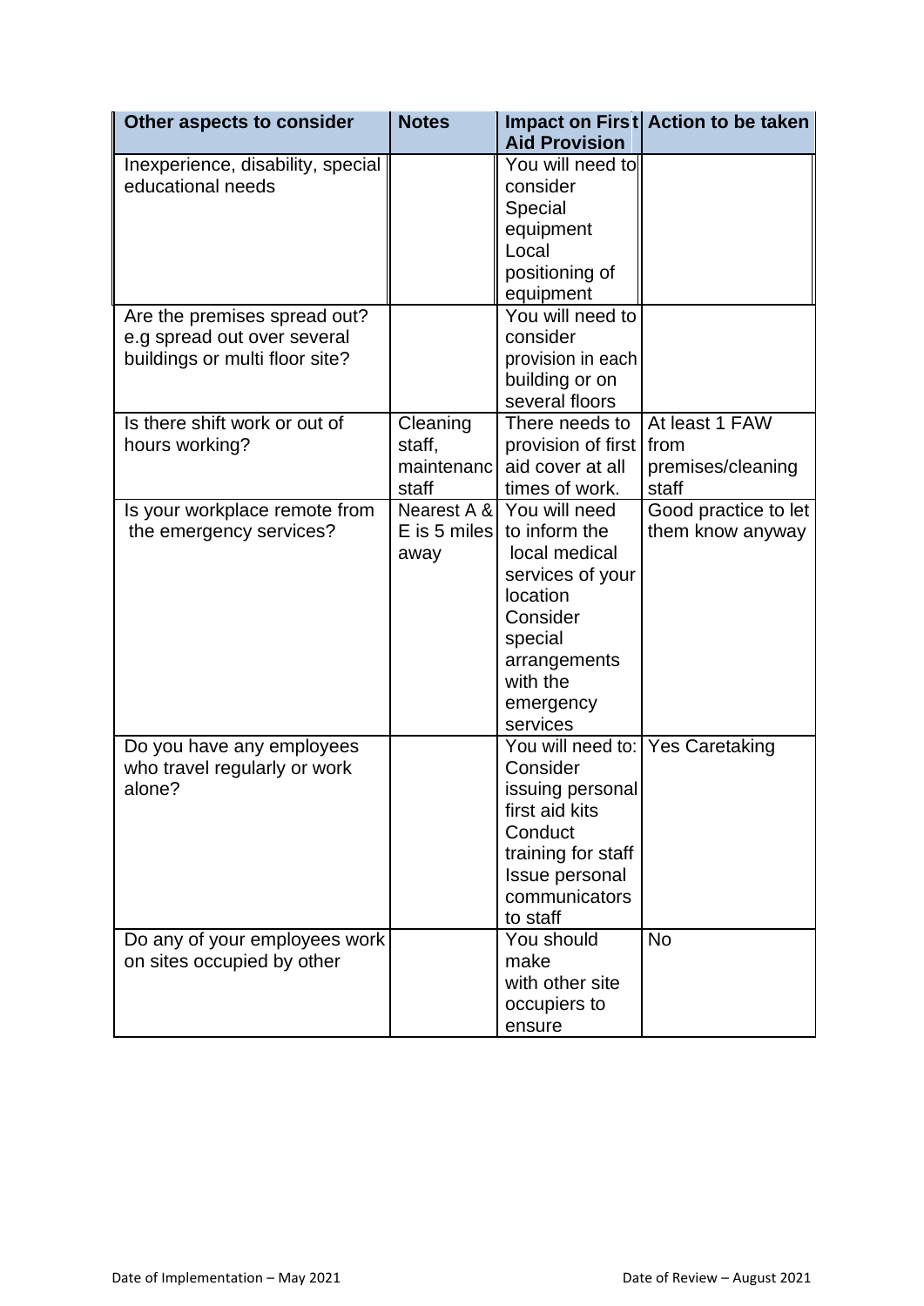| Other aspects to consider | Notes | Impact on First Aid Provision | Action to be taken |
|---|---|---|---|
| Inexperience, disability, special educational needs | | You will need to consider Special equipment Local positioning of equipment | |
| Are the premises spread out? e.g spread out over several buildings or multi floor site? | | You will need to consider provision in each building or on several floors | |
| Is there shift work or out of hours working? | Cleaning staff, maintenanc staff | There needs to provision of first aid cover at all times of work. | At least 1 FAW from premises/cleaning staff |
| Is your workplace remote from the emergency services? | Nearest A & E is 5 miles away | You will need to inform the local medical services of your location Consider special arrangements with the emergency services | Good practice to let them know anyway |
| Do you have any employees who travel regularly or work alone? | | You will need to: Consider issuing personal first aid kits Conduct training for staff Issue personal communicators to staff | Yes Caretaking |
| Do any of your employees work on sites occupied by other | | You should make with other site occupiers to ensure | No |